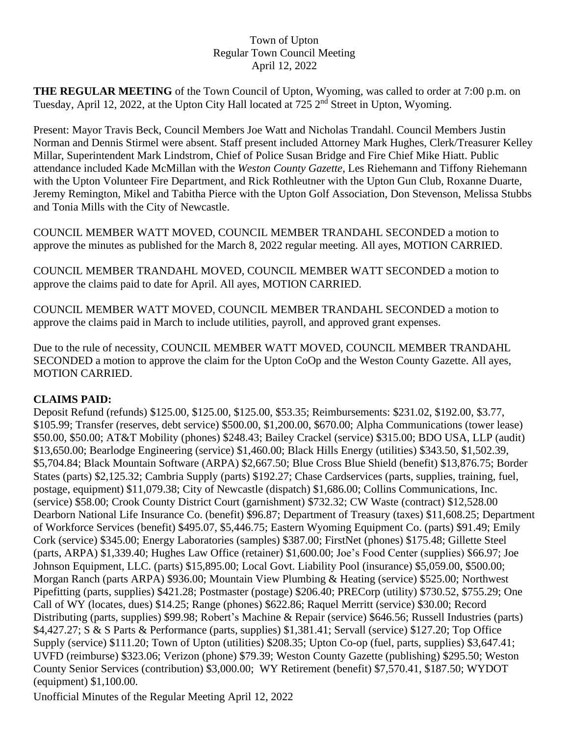Town of Upton
Regular Town Council Meeting
April 12, 2022

**THE REGULAR MEETING** of the Town Council of Upton, Wyoming, was called to order at 7:00 p.m. on Tuesday, April 12, 2022, at the Upton City Hall located at 725 2nd Street in Upton, Wyoming.

Present: Mayor Travis Beck, Council Members Joe Watt and Nicholas Trandahl. Council Members Justin Norman and Dennis Stirmel were absent. Staff present included Attorney Mark Hughes, Clerk/Treasurer Kelley Millar, Superintendent Mark Lindstrom, Chief of Police Susan Bridge and Fire Chief Mike Hiatt. Public attendance included Kade McMillan with the *Weston County Gazette*, Les Riehemann and Tiffony Riehemann with the Upton Volunteer Fire Department, and Rick Rothleutner with the Upton Gun Club, Roxanne Duarte, Jeremy Remington, Mikel and Tabitha Pierce with the Upton Golf Association, Don Stevenson, Melissa Stubbs and Tonia Mills with the City of Newcastle.

COUNCIL MEMBER WATT MOVED, COUNCIL MEMBER TRANDAHL SECONDED a motion to approve the minutes as published for the March 8, 2022 regular meeting. All ayes, MOTION CARRIED.

COUNCIL MEMBER TRANDAHL MOVED, COUNCIL MEMBER WATT SECONDED a motion to approve the claims paid to date for April. All ayes, MOTION CARRIED.

COUNCIL MEMBER WATT MOVED, COUNCIL MEMBER TRANDAHL SECONDED a motion to approve the claims paid in March to include utilities, payroll, and approved grant expenses.

Due to the rule of necessity, COUNCIL MEMBER WATT MOVED, COUNCIL MEMBER TRANDAHL SECONDED a motion to approve the claim for the Upton CoOp and the Weston County Gazette. All ayes, MOTION CARRIED.

**CLAIMS PAID:**
Deposit Refund (refunds) $125.00, $125.00, $125.00, $53.35; Reimbursements: $231.02, $192.00, $3.77, $105.99; Transfer (reserves, debt service) $500.00, $1,200.00, $670.00; Alpha Communications (tower lease) $50.00, $50.00; AT&T Mobility (phones) $248.43; Bailey Crackel (service) $315.00; BDO USA, LLP (audit) $13,650.00; Bearlodge Engineering (service) $1,460.00; Black Hills Energy (utilities) $343.50, $1,502.39, $5,704.84; Black Mountain Software (ARPA) $2,667.50; Blue Cross Blue Shield (benefit) $13,876.75; Border States (parts) $2,125.32; Cambria Supply (parts) $192.27; Chase Cardservices (parts, supplies, training, fuel, postage, equipment) $11,079.38; City of Newcastle (dispatch) $1,686.00; Collins Communications, Inc. (service) $58.00; Crook County District Court (garnishment) $732.32; CW Waste (contract) $12,528.00 Dearborn National Life Insurance Co. (benefit) $96.87; Department of Treasury (taxes) $11,608.25; Department of Workforce Services (benefit) $495.07, $5,446.75; Eastern Wyoming Equipment Co. (parts) $91.49; Emily Cork (service) $345.00; Energy Laboratories (samples) $387.00; FirstNet (phones) $175.48; Gillette Steel (parts, ARPA) $1,339.40; Hughes Law Office (retainer) $1,600.00; Joe's Food Center (supplies) $66.97; Joe Johnson Equipment, LLC. (parts) $15,895.00; Local Govt. Liability Pool (insurance) $5,059.00, $500.00; Morgan Ranch (parts ARPA) $936.00; Mountain View Plumbing & Heating (service) $525.00; Northwest Pipefitting (parts, supplies) $421.28; Postmaster (postage) $206.40; PRECorp (utility) $730.52, $755.29; One Call of WY (locates, dues) $14.25; Range (phones) $622.86; Raquel Merritt (service) $30.00; Record Distributing (parts, supplies) $99.98; Robert's Machine & Repair (service) $646.56; Russell Industries (parts) $4,427.27; S & S Parts & Performance (parts, supplies) $1,381.41; Servall (service) $127.20; Top Office Supply (service) $111.20; Town of Upton (utilities) $208.35; Upton Co-op (fuel, parts, supplies) $3,647.41; UVFD (reimburse) $323.06; Verizon (phone) $79.39; Weston County Gazette (publishing) $295.50; Weston County Senior Services (contribution) $3,000.00; WY Retirement (benefit) $7,570.41, $187.50; WYDOT (equipment) $1,100.00.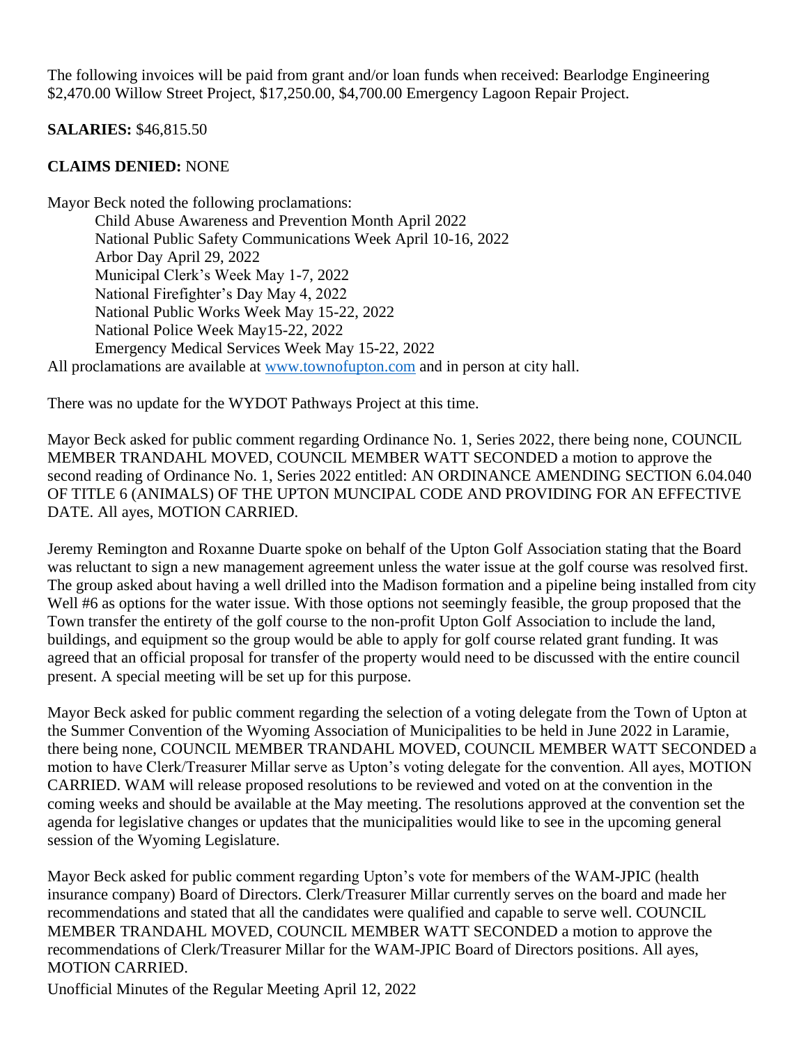The following invoices will be paid from grant and/or loan funds when received: Bearlodge Engineering $2,470.00 Willow Street Project, $17,250.00, $4,700.00 Emergency Lagoon Repair Project.

**SALARIES:** $46,815.50

**CLAIMS DENIED:** NONE

Mayor Beck noted the following proclamations:

- Child Abuse Awareness and Prevention Month April 2022
- National Public Safety Communications Week April 10-16, 2022
- Arbor Day April 29, 2022
- Municipal Clerk's Week May 1-7, 2022
- National Firefighter's Day May 4, 2022
- National Public Works Week May 15-22, 2022
- National Police Week May15-22, 2022
- Emergency Medical Services Week May 15-22, 2022

All proclamations are available at [www.townofupton.com](http://www.townofupton.com) and in person at city hall.

There was no update for the WYDOT Pathways Project at this time.

Mayor Beck asked for public comment regarding Ordinance No. 1, Series 2022, there being none, COUNCIL MEMBER TRANDAHL MOVED, COUNCIL MEMBER WATT SECONDED a motion to approve the second reading of Ordinance No. 1, Series 2022 entitled: AN ORDINANCE AMENDING SECTION 6.04.040 OF TITLE 6 (ANIMALS) OF THE UPTON MUNCIPAL CODE AND PROVIDING FOR AN EFFECTIVE DATE. All ayes, MOTION CARRIED.

Jeremy Remington and Roxanne Duarte spoke on behalf of the Upton Golf Association stating that the Board was reluctant to sign a new management agreement unless the water issue at the golf course was resolved first. The group asked about having a well drilled into the Madison formation and a pipeline being installed from city Well #6 as options for the water issue. With those options not seemingly feasible, the group proposed that the Town transfer the entirety of the golf course to the non-profit Upton Golf Association to include the land, buildings, and equipment so the group would be able to apply for golf course related grant funding. It was agreed that an official proposal for transfer of the property would need to be discussed with the entire council present. A special meeting will be set up for this purpose.

Mayor Beck asked for public comment regarding the selection of a voting delegate from the Town of Upton at the Summer Convention of the Wyoming Association of Municipalities to be held in June 2022 in Laramie, there being none, COUNCIL MEMBER TRANDAHL MOVED, COUNCIL MEMBER WATT SECONDED a motion to have Clerk/Treasurer Millar serve as Upton's voting delegate for the convention. All ayes, MOTION CARRIED. WAM will release proposed resolutions to be reviewed and voted on at the convention in the coming weeks and should be available at the May meeting. The resolutions approved at the convention set the agenda for legislative changes or updates that the municipalities would like to see in the upcoming general session of the Wyoming Legislature.

Mayor Beck asked for public comment regarding Upton's vote for members of the WAM-JPIC (health insurance company) Board of Directors. Clerk/Treasurer Millar currently serves on the board and made her recommendations and stated that all the candidates were qualified and capable to serve well. COUNCIL MEMBER TRANDAHL MOVED, COUNCIL MEMBER WATT SECONDED a motion to approve the recommendations of Clerk/Treasurer Millar for the WAM-JPIC Board of Directors positions. All ayes, MOTION CARRIED.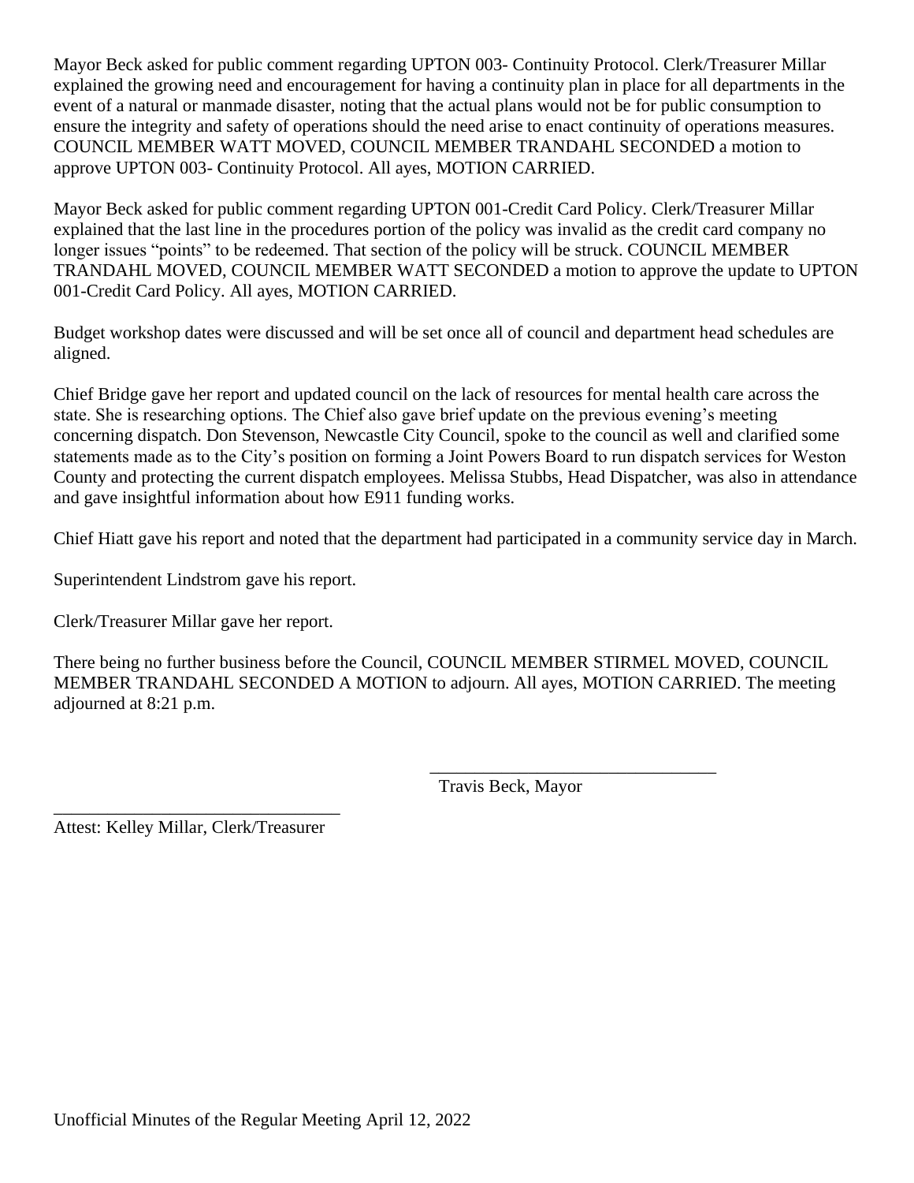Mayor Beck asked for public comment regarding UPTON 003- Continuity Protocol. Clerk/Treasurer Millar explained the growing need and encouragement for having a continuity plan in place for all departments in the event of a natural or manmade disaster, noting that the actual plans would not be for public consumption to ensure the integrity and safety of operations should the need arise to enact continuity of operations measures. COUNCIL MEMBER WATT MOVED, COUNCIL MEMBER TRANDAHL SECONDED a motion to approve UPTON 003- Continuity Protocol. All ayes, MOTION CARRIED.

Mayor Beck asked for public comment regarding UPTON 001-Credit Card Policy. Clerk/Treasurer Millar explained that the last line in the procedures portion of the policy was invalid as the credit card company no longer issues "points" to be redeemed. That section of the policy will be struck. COUNCIL MEMBER TRANDAHL MOVED, COUNCIL MEMBER WATT SECONDED a motion to approve the update to UPTON 001-Credit Card Policy. All ayes, MOTION CARRIED.

Budget workshop dates were discussed and will be set once all of council and department head schedules are aligned.

Chief Bridge gave her report and updated council on the lack of resources for mental health care across the state. She is researching options. The Chief also gave brief update on the previous evening's meeting concerning dispatch. Don Stevenson, Newcastle City Council, spoke to the council as well and clarified some statements made as to the City's position on forming a Joint Powers Board to run dispatch services for Weston County and protecting the current dispatch employees. Melissa Stubbs, Head Dispatcher, was also in attendance and gave insightful information about how E911 funding works.

Chief Hiatt gave his report and noted that the department had participated in a community service day in March.

Superintendent Lindstrom gave his report.

Clerk/Treasurer Millar gave her report.

There being no further business before the Council, COUNCIL MEMBER STIRMEL MOVED, COUNCIL MEMBER TRANDAHL SECONDED A MOTION to adjourn. All ayes, MOTION CARRIED. The meeting adjourned at 8:21 p.m.

_______________________________

Travis Beck, Mayor

_______________________________

Attest: Kelley Millar, Clerk/Treasurer

Unofficial Minutes of the Regular Meeting April 12, 2022